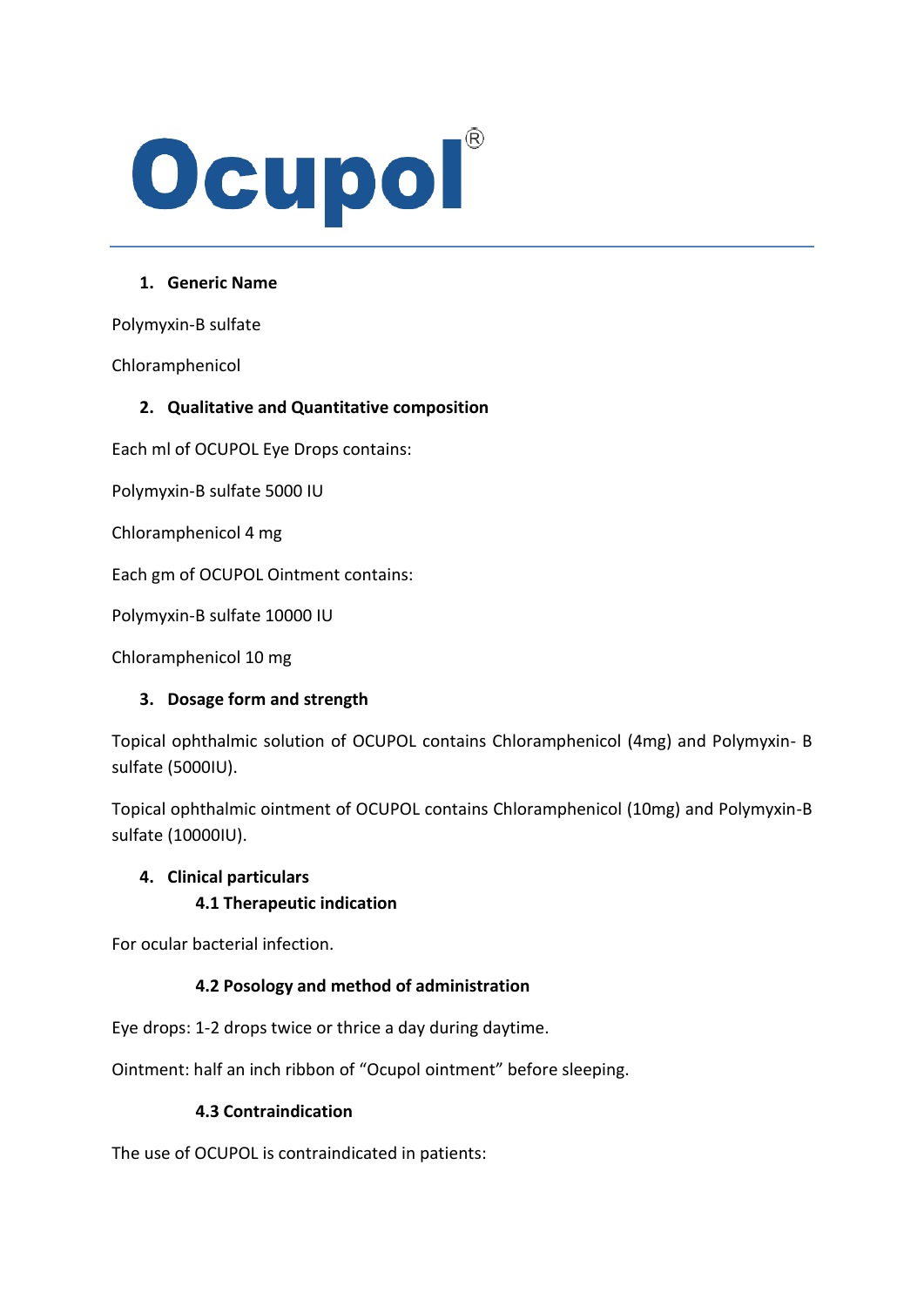# Ocupol®

## 1. Generic Name

Polymyxin-B sulfate

Chloramphenicol

## 2. Qualitative and Quantitative composition

Each ml of OCUPOL Eye Drops contains:

Polymyxin-B sulfate 5000 IU

Chloramphenicol 4 mg

Each gm of OCUPOL Ointment contains:

Polymyxin-B sulfate 10000 IU

Chloramphenicol 10 mg

## 3. Dosage form and strength

Topical ophthalmic solution of OCUPOL contains Chloramphenicol (4mg) and Polymyxin- B sulfate (5000IU).

Topical ophthalmic ointment of OCUPOL contains Chloramphenicol (10mg) and Polymyxin-B sulfate (10000IU).

## 4. Clinical particulars

### 4.1 Therapeutic indication

For ocular bacterial infection.

### 4.2 Posology and method of administration

Eye drops: 1-2 drops twice or thrice a day during daytime.

Ointment: half an inch ribbon of "Ocupol ointment" before sleeping.

### 4.3 Contraindication

The use of OCUPOL is contraindicated in patients: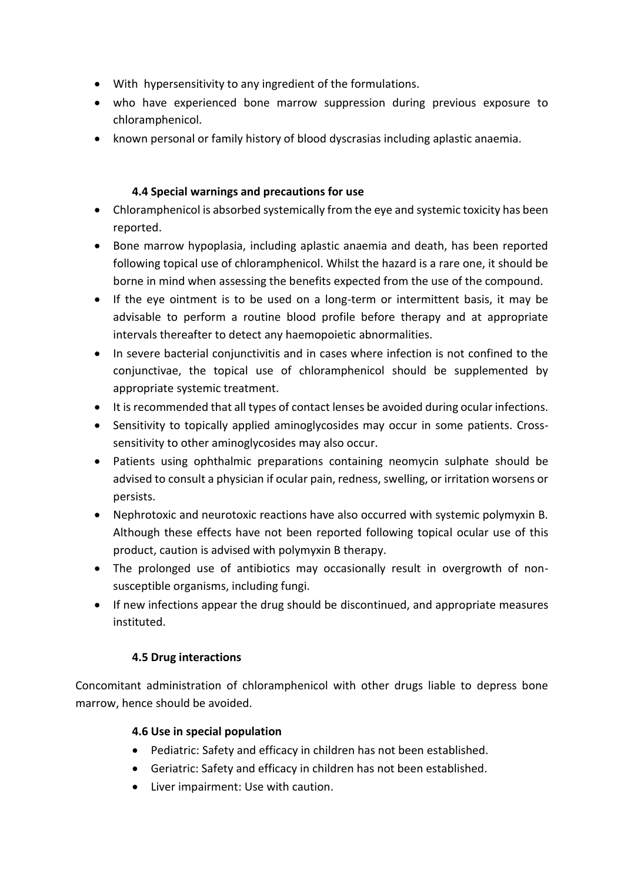- With hypersensitivity to any ingredient of the formulations.
- who have experienced bone marrow suppression during previous exposure to chloramphenicol.
- known personal or family history of blood dyscrasias including aplastic anaemia.

### 4.4 Special warnings and precautions for use

- Chloramphenicol is absorbed systemically from the eye and systemic toxicity has been reported.
- Bone marrow hypoplasia, including aplastic anaemia and death, has been reported following topical use of chloramphenicol. Whilst the hazard is a rare one, it should be borne in mind when assessing the benefits expected from the use of the compound.
- If the eye ointment is to be used on a long-term or intermittent basis, it may be advisable to perform a routine blood profile before therapy and at appropriate intervals thereafter to detect any haemopoietic abnormalities.
- In severe bacterial conjunctivitis and in cases where infection is not confined to the conjunctivae, the topical use of chloramphenicol should be supplemented by appropriate systemic treatment.
- It is recommended that all types of contact lenses be avoided during ocular infections.
- Sensitivity to topically applied aminoglycosides may occur in some patients. Cross-sensitivity to other aminoglycosides may also occur.
- Patients using ophthalmic preparations containing neomycin sulphate should be advised to consult a physician if ocular pain, redness, swelling, or irritation worsens or persists.
- Nephrotoxic and neurotoxic reactions have also occurred with systemic polymyxin B. Although these effects have not been reported following topical ocular use of this product, caution is advised with polymyxin B therapy.
- The prolonged use of antibiotics may occasionally result in overgrowth of non-susceptible organisms, including fungi.
- If new infections appear the drug should be discontinued, and appropriate measures instituted.

### 4.5 Drug interactions

Concomitant administration of chloramphenicol with other drugs liable to depress bone marrow, hence should be avoided.

### 4.6 Use in special population

- Pediatric: Safety and efficacy in children has not been established.
- Geriatric: Safety and efficacy in children has not been established.
- Liver impairment: Use with caution.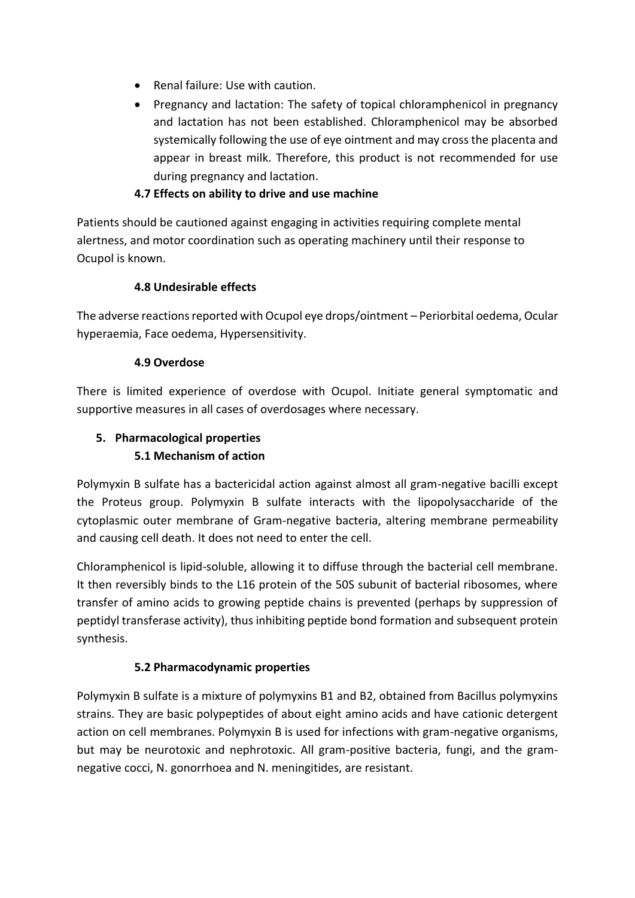- Renal failure: Use with caution.
- Pregnancy and lactation: The safety of topical chloramphenicol in pregnancy and lactation has not been established. Chloramphenicol may be absorbed systemically following the use of eye ointment and may cross the placenta and appear in breast milk. Therefore, this product is not recommended for use during pregnancy and lactation.

### 4.7 Effects on ability to drive and use machine

Patients should be cautioned against engaging in activities requiring complete mental alertness, and motor coordination such as operating machinery until their response to Ocupol is known.

### 4.8 Undesirable effects

The adverse reactions reported with Ocupol eye drops/ointment – Periorbital oedema, Ocular hyperaemia, Face oedema, Hypersensitivity.

### 4.9 Overdose

There is limited experience of overdose with Ocupol. Initiate general symptomatic and supportive measures in all cases of overdosages where necessary.

## 5. Pharmacological properties

### 5.1 Mechanism of action

Polymyxin B sulfate has a bactericidal action against almost all gram-negative bacilli except the Proteus group. Polymyxin B sulfate interacts with the lipopolysaccharide of the cytoplasmic outer membrane of Gram-negative bacteria, altering membrane permeability and causing cell death. It does not need to enter the cell.

Chloramphenicol is lipid-soluble, allowing it to diffuse through the bacterial cell membrane. It then reversibly binds to the L16 protein of the 50S subunit of bacterial ribosomes, where transfer of amino acids to growing peptide chains is prevented (perhaps by suppression of peptidyl transferase activity), thus inhibiting peptide bond formation and subsequent protein synthesis.

### 5.2 Pharmacodynamic properties

Polymyxin B sulfate is a mixture of polymyxins B1 and B2, obtained from Bacillus polymyxins strains. They are basic polypeptides of about eight amino acids and have cationic detergent action on cell membranes. Polymyxin B is used for infections with gram-negative organisms, but may be neurotoxic and nephrotoxic. All gram-positive bacteria, fungi, and the gram-negative cocci, N. gonorrhoea and N. meningitides, are resistant.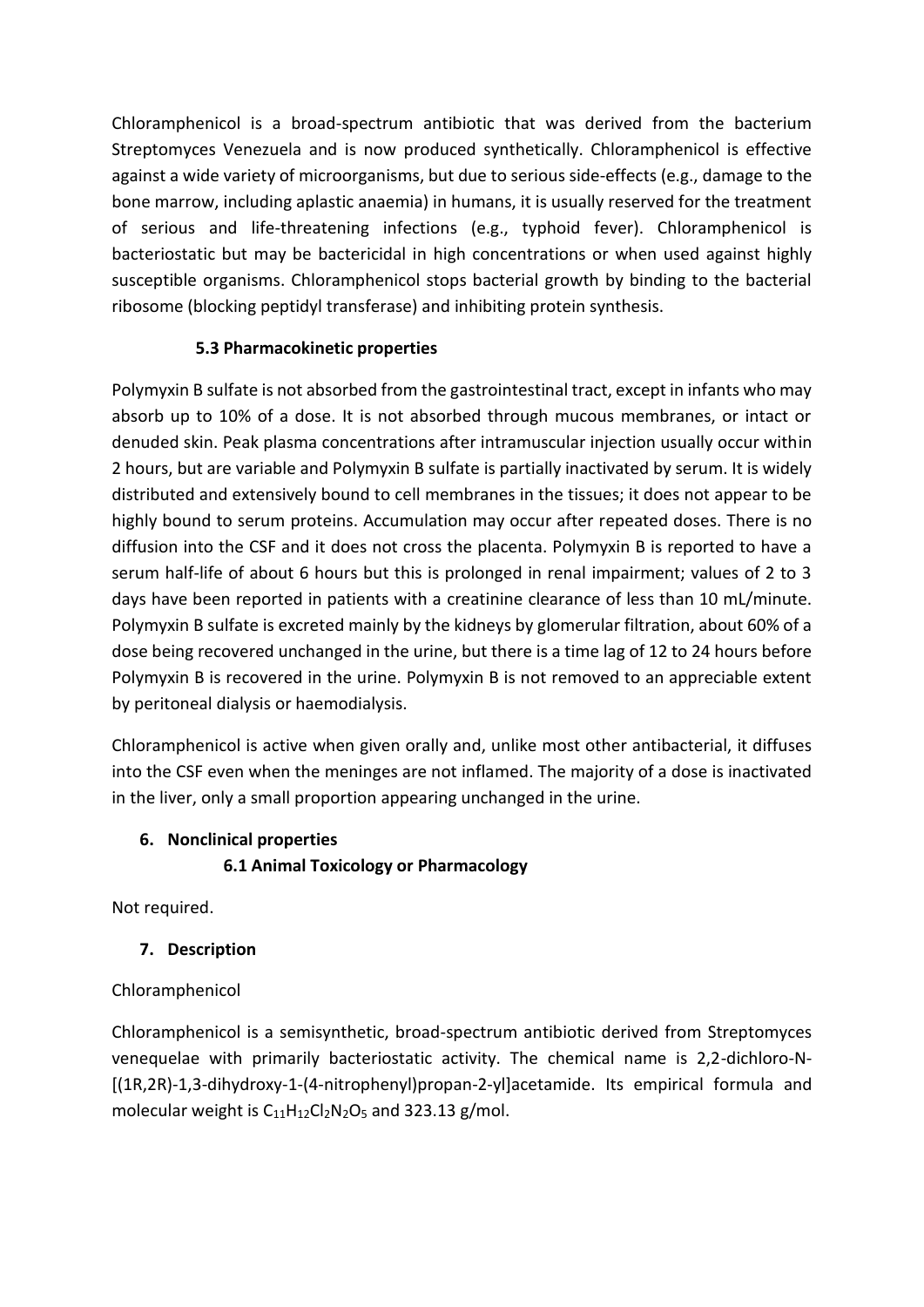Chloramphenicol is a broad-spectrum antibiotic that was derived from the bacterium Streptomyces Venezuela and is now produced synthetically. Chloramphenicol is effective against a wide variety of microorganisms, but due to serious side-effects (e.g., damage to the bone marrow, including aplastic anaemia) in humans, it is usually reserved for the treatment of serious and life-threatening infections (e.g., typhoid fever). Chloramphenicol is bacteriostatic but may be bactericidal in high concentrations or when used against highly susceptible organisms. Chloramphenicol stops bacterial growth by binding to the bacterial ribosome (blocking peptidyl transferase) and inhibiting protein synthesis.

### 5.3 Pharmacokinetic properties

Polymyxin B sulfate is not absorbed from the gastrointestinal tract, except in infants who may absorb up to 10% of a dose. It is not absorbed through mucous membranes, or intact or denuded skin. Peak plasma concentrations after intramuscular injection usually occur within 2 hours, but are variable and Polymyxin B sulfate is partially inactivated by serum. It is widely distributed and extensively bound to cell membranes in the tissues; it does not appear to be highly bound to serum proteins. Accumulation may occur after repeated doses. There is no diffusion into the CSF and it does not cross the placenta. Polymyxin B is reported to have a serum half-life of about 6 hours but this is prolonged in renal impairment; values of 2 to 3 days have been reported in patients with a creatinine clearance of less than 10 mL/minute. Polymyxin B sulfate is excreted mainly by the kidneys by glomerular filtration, about 60% of a dose being recovered unchanged in the urine, but there is a time lag of 12 to 24 hours before Polymyxin B is recovered in the urine. Polymyxin B is not removed to an appreciable extent by peritoneal dialysis or haemodialysis.

Chloramphenicol is active when given orally and, unlike most other antibacterial, it diffuses into the CSF even when the meninges are not inflamed. The majority of a dose is inactivated in the liver, only a small proportion appearing unchanged in the urine.

## 6. Nonclinical properties

### 6.1 Animal Toxicology or Pharmacology

Not required.

## 7. Description

Chloramphenicol

Chloramphenicol is a semisynthetic, broad-spectrum antibiotic derived from Streptomyces venequelae with primarily bacteriostatic activity. The chemical name is 2,2-dichloro-N-[(1R,2R)-1,3-dihydroxy-1-(4-nitrophenyl)propan-2-yl]acetamide. Its empirical formula and molecular weight is $C_{11}H_{12}Cl_2N_2O_5$ and 323.13 g/mol.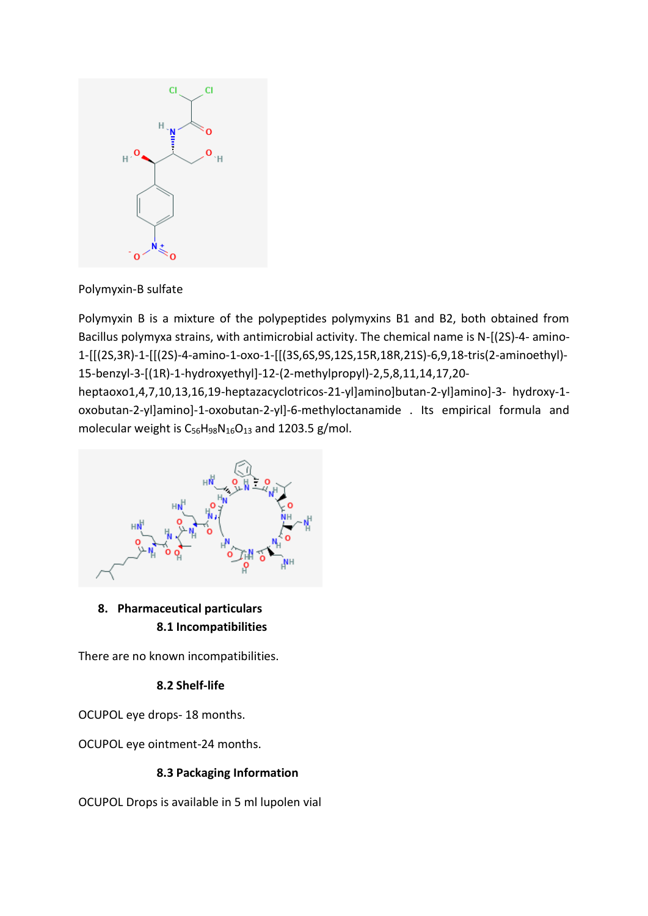Polymyxin-B sulfate

Polymyxin B is a mixture of the polypeptides polymyxins B1 and B2, both obtained from Bacillus polymyxa strains, with antimicrobial activity. The chemical name is N-[(2S)-4- amino-1-[[(2S,3R)-1-[[(2S)-4-amino-1-oxo-1-[[(3S,6S,9S,12S,15R,18R,21S)-6,9,18-tris(2-aminoethyl)-15-benzyl-3-[(1R)-1-hydroxyethyl]-12-(2-methylpropyl)-2,5,8,11,14,17,20-heptaoxo1,4,7,10,13,16,19-heptazacyclotricos-21-yl]amino]butan-2-yl]amino]-3- hydroxy-1-oxobutan-2-yl]amino]-1-oxobutan-2-yl]-6-methyloctanamide . Its empirical formula and molecular weight is $C_{56}H_{98}N_{16}O_{13}$ and 1203.5 g/mol.

## 8. Pharmaceutical particulars

### 8.1 Incompatibilities

There are no known incompatibilities.

### 8.2 Shelf-life

OCUPOL eye drops- 18 months.

OCUPOL eye ointment-24 months.

### 8.3 Packaging Information

OCUPOL Drops is available in 5 ml lupolen vial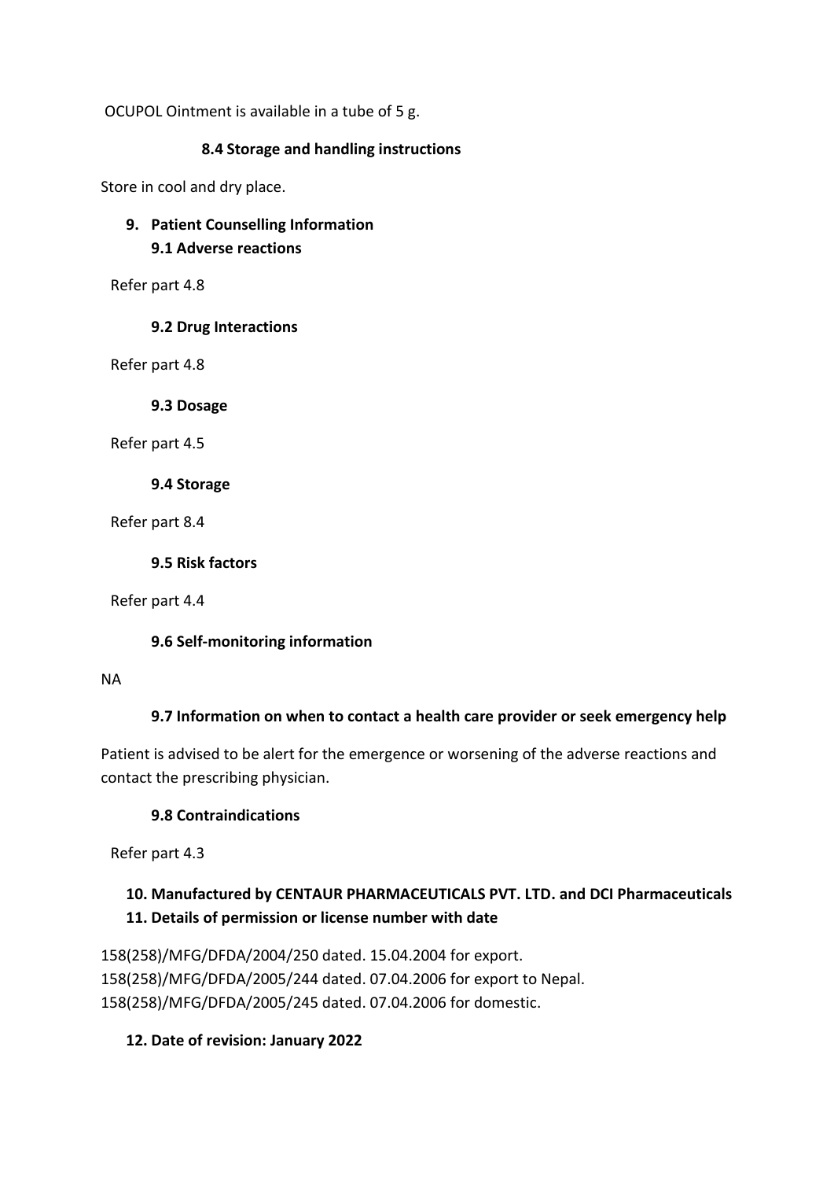OCUPOL Ointment is available in a tube of 5 g.

### 8.4 Storage and handling instructions

Store in cool and dry place.

## 9. Patient Counselling Information

### 9.1 Adverse reactions

Refer part 4.8

### 9.2 Drug Interactions

Refer part 4.8

### 9.3 Dosage

Refer part 4.5

### 9.4 Storage

Refer part 8.4

### 9.5 Risk factors

Refer part 4.4

### 9.6 Self-monitoring information

NA

### 9.7 Information on when to contact a health care provider or seek emergency help

Patient is advised to be alert for the emergence or worsening of the adverse reactions and contact the prescribing physician.

### 9.8 Contraindications

Refer part 4.3

## 10. Manufactured by CENTAUR PHARMACEUTICALS PVT. LTD. and DCI Pharmaceuticals

## 11. Details of permission or license number with date

158(258)/MFG/DFDA/2004/250 dated. 15.04.2004 for export.
158(258)/MFG/DFDA/2005/244 dated. 07.04.2006 for export to Nepal.
158(258)/MFG/DFDA/2005/245 dated. 07.04.2006 for domestic.

## 12. Date of revision: January 2022